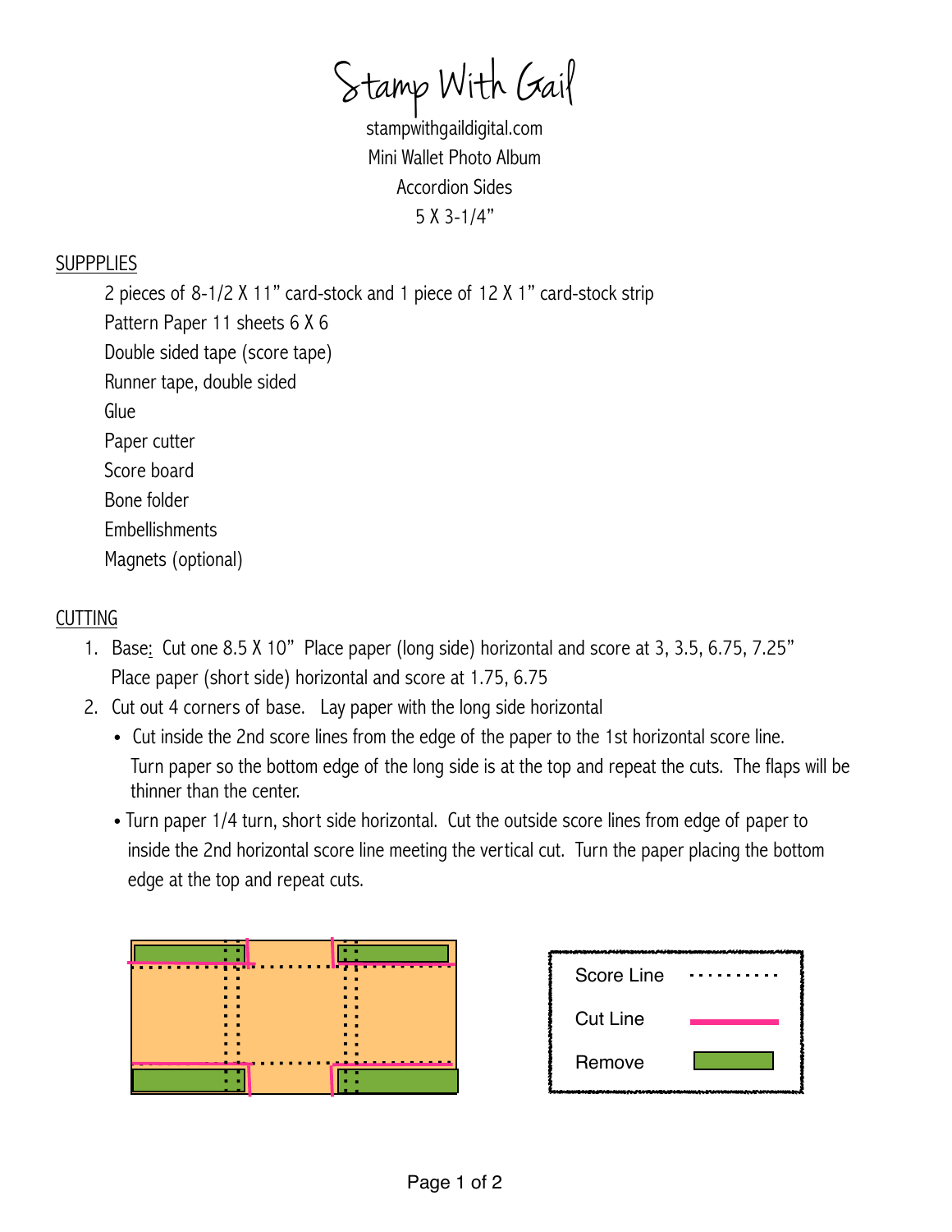# Stamp With Gail

stampwithgaildigital.com

Mini Wallet Photo Album

Accordion Sides

5 X 3-1/4"

## SUPPPLIES

2 pieces of 8-1/2 X 11" card-stock and 1 piece of 12 X 1" card-stock strip
Pattern Paper 11 sheets 6 X 6
Double sided tape (score tape)
Runner tape, double sided
Glue
Paper cutter
Score board
Bone folder
Embellishments
Magnets (optional)

## CUTTING

1. Base: Cut one 8.5 X 10" Place paper (long side) horizontal and score at 3, 3.5, 6.75, 7.25"
   Place paper (short side) horizontal and score at 1.75, 6.75
2. Cut out 4 corners of base. Lay paper with the long side horizontal
   - Cut inside the 2nd score lines from the edge of the paper to the 1st horizontal score line. Turn paper so the bottom edge of the long side is at the top and repeat the cuts. The flaps will be thinner than the center.
   - Turn paper 1/4 turn, short side horizontal. Cut the outside score lines from edge of paper to inside the 2nd horizontal score line meeting the vertical cut. Turn the paper placing the bottom edge at the top and repeat cuts.

Score Line

Cut Line

Remove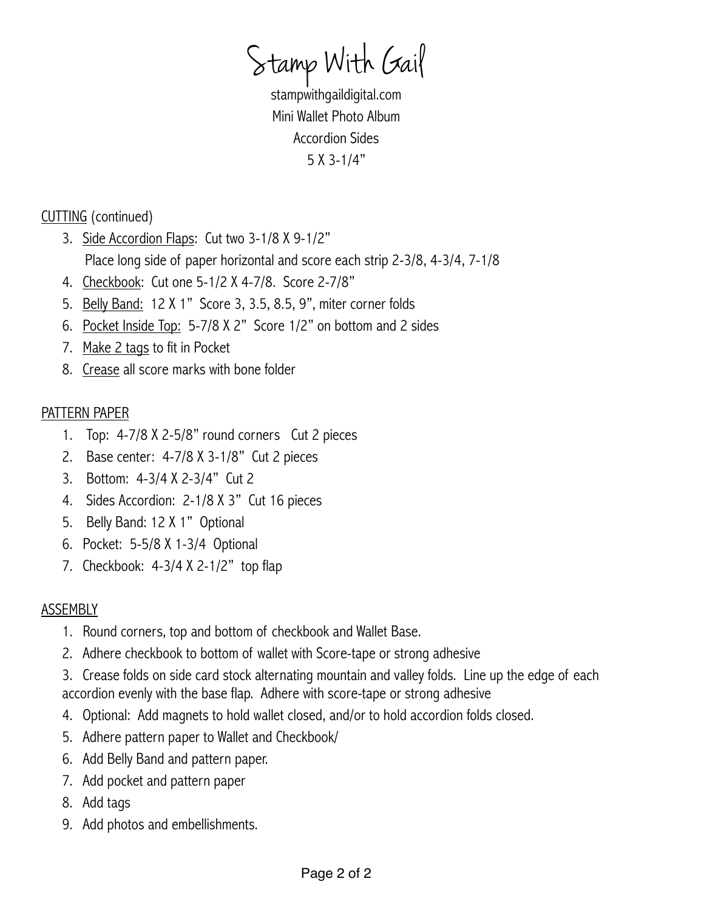# Stamp With Gail

stampwithgaildigital.com
Mini Wallet Photo Album
Accordion Sides
5 X 3-1/4"

<u>CUTTING</u> (continued)

3. <u>Side Accordion Flaps</u>: Cut two 3-1/8 X 9-1/2"
   Place long side of paper horizontal and score each strip 2-3/8, 4-3/4, 7-1/8
4. <u>Checkbook</u>: Cut one 5-1/2 X 4-7/8. Score 2-7/8"
5. <u>Belly Band:</u> 12 X 1" Score 3, 3.5, 8.5, 9", miter corner folds
6. <u>Pocket Inside Top:</u> 5-7/8 X 2" Score 1/2" on bottom and 2 sides
7. <u>Make 2 tags</u> to fit in Pocket
8. <u>Crease</u> all score marks with bone folder

<u>PATTERN PAPER</u>

1. Top: 4-7/8 X 2-5/8" round corners Cut 2 pieces
2. Base center: 4-7/8 X 3-1/8" Cut 2 pieces
3. Bottom: 4-3/4 X 2-3/4" Cut 2
4. Sides Accordion: 2-1/8 X 3" Cut 16 pieces
5. Belly Band: 12 X 1" Optional
6. Pocket: 5-5/8 X 1-3/4 Optional
7. Checkbook: 4-3/4 X 2-1/2" top flap

<u>ASSEMBLY</u>

1. Round corners, top and bottom of checkbook and Wallet Base.
2. Adhere checkbook to bottom of wallet with Score-tape or strong adhesive
3. Crease folds on side card stock alternating mountain and valley folds. Line up the edge of each accordion evenly with the base flap. Adhere with score-tape or strong adhesive
4. Optional: Add magnets to hold wallet closed, and/or to hold accordion folds closed.
5. Adhere pattern paper to Wallet and Checkbook/
6. Add Belly Band and pattern paper.
7. Add pocket and pattern paper
8. Add tags
9. Add photos and embellishments.